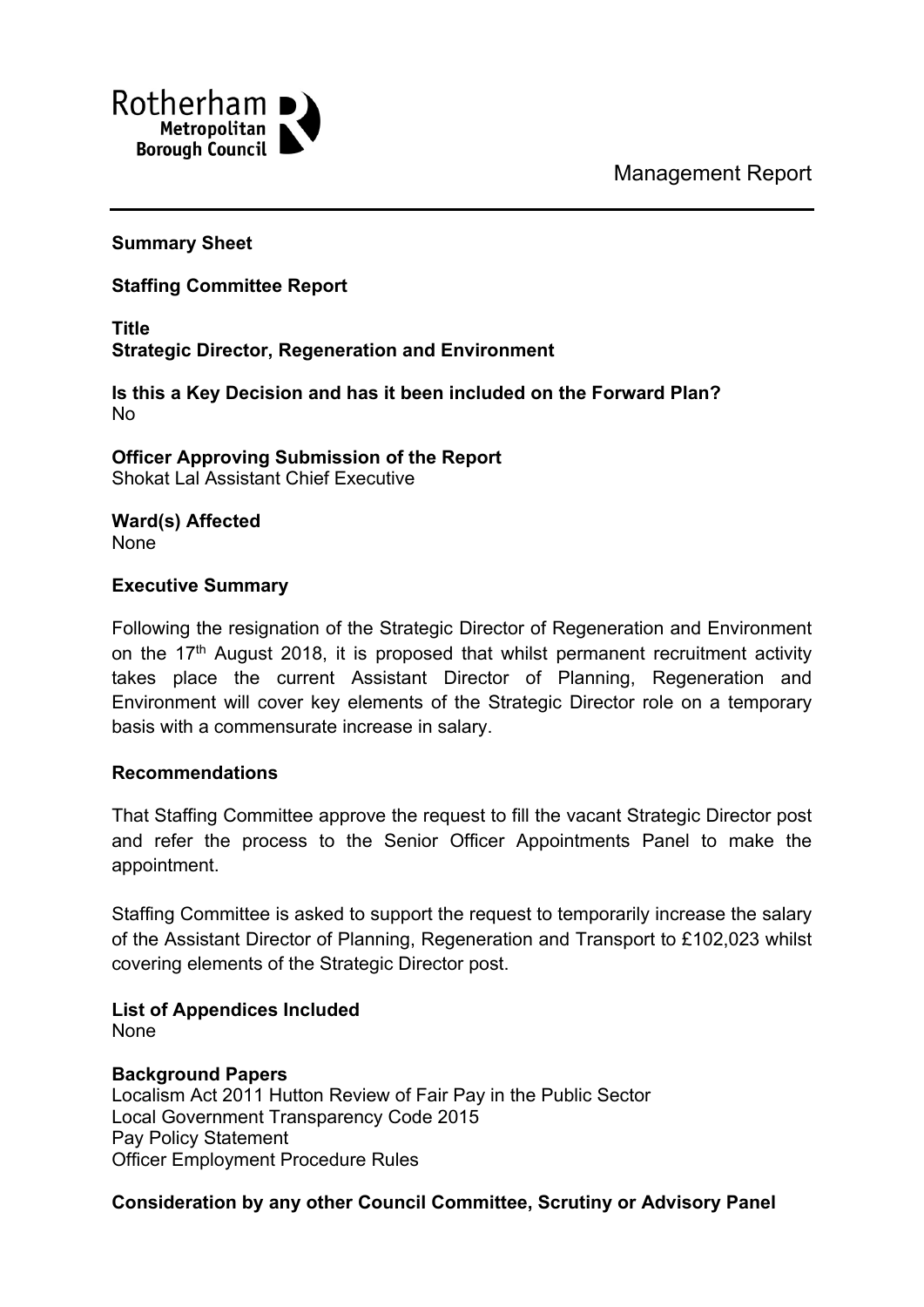Rotherham Metropolitan Borough Council

Management Report

---

**Summary Sheet**

**Staffing Committee Report**

**Title**
**Strategic Director, Regeneration and Environment**

**Is this a Key Decision and has it been included on the Forward Plan?**
No

**Officer Approving Submission of the Report**
Shokat Lal Assistant Chief Executive

**Ward(s) Affected**
None

**Executive Summary**

Following the resignation of the Strategic Director of Regeneration and Environment on the 17th August 2018, it is proposed that whilst permanent recruitment activity takes place the current Assistant Director of Planning, Regeneration and Environment will cover key elements of the Strategic Director role on a temporary basis with a commensurate increase in salary.

**Recommendations**

That Staffing Committee approve the request to fill the vacant Strategic Director post and refer the process to the Senior Officer Appointments Panel to make the appointment.

Staffing Committee is asked to support the request to temporarily increase the salary of the Assistant Director of Planning, Regeneration and Transport to £102,023 whilst covering elements of the Strategic Director post.

**List of Appendices Included**
None

**Background Papers**
Localism Act 2011 Hutton Review of Fair Pay in the Public Sector
Local Government Transparency Code 2015
Pay Policy Statement
Officer Employment Procedure Rules

**Consideration by any other Council Committee, Scrutiny or Advisory Panel**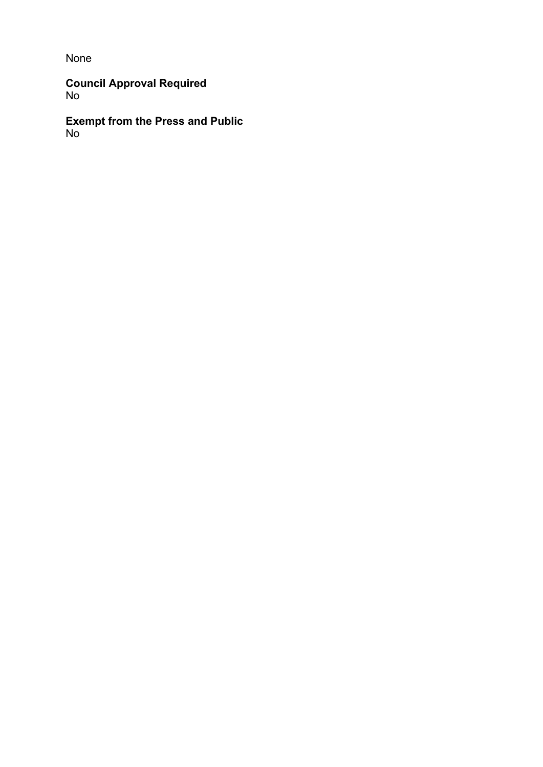None

**Council Approval Required**
No

**Exempt from the Press and Public**
No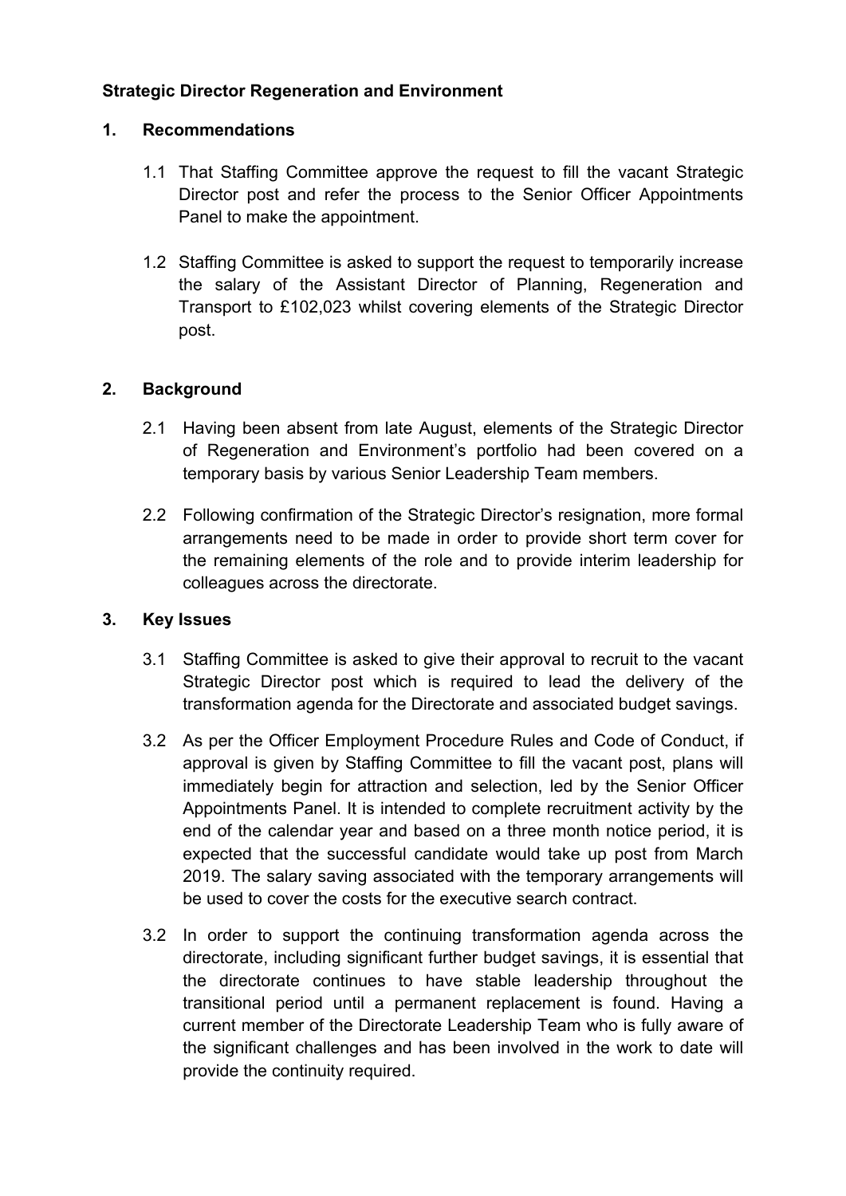**Strategic Director Regeneration and Environment**

## 1. Recommendations

1.1 That Staffing Committee approve the request to fill the vacant Strategic Director post and refer the process to the Senior Officer Appointments Panel to make the appointment.

1.2 Staffing Committee is asked to support the request to temporarily increase the salary of the Assistant Director of Planning, Regeneration and Transport to £102,023 whilst covering elements of the Strategic Director post.

## 2. Background

2.1 Having been absent from late August, elements of the Strategic Director of Regeneration and Environment's portfolio had been covered on a temporary basis by various Senior Leadership Team members.

2.2 Following confirmation of the Strategic Director's resignation, more formal arrangements need to be made in order to provide short term cover for the remaining elements of the role and to provide interim leadership for colleagues across the directorate.

## 3. Key Issues

3.1 Staffing Committee is asked to give their approval to recruit to the vacant Strategic Director post which is required to lead the delivery of the transformation agenda for the Directorate and associated budget savings.

3.2 As per the Officer Employment Procedure Rules and Code of Conduct, if approval is given by Staffing Committee to fill the vacant post, plans will immediately begin for attraction and selection, led by the Senior Officer Appointments Panel. It is intended to complete recruitment activity by the end of the calendar year and based on a three month notice period, it is expected that the successful candidate would take up post from March 2019. The salary saving associated with the temporary arrangements will be used to cover the costs for the executive search contract.

3.2 In order to support the continuing transformation agenda across the directorate, including significant further budget savings, it is essential that the directorate continues to have stable leadership throughout the transitional period until a permanent replacement is found. Having a current member of the Directorate Leadership Team who is fully aware of the significant challenges and has been involved in the work to date will provide the continuity required.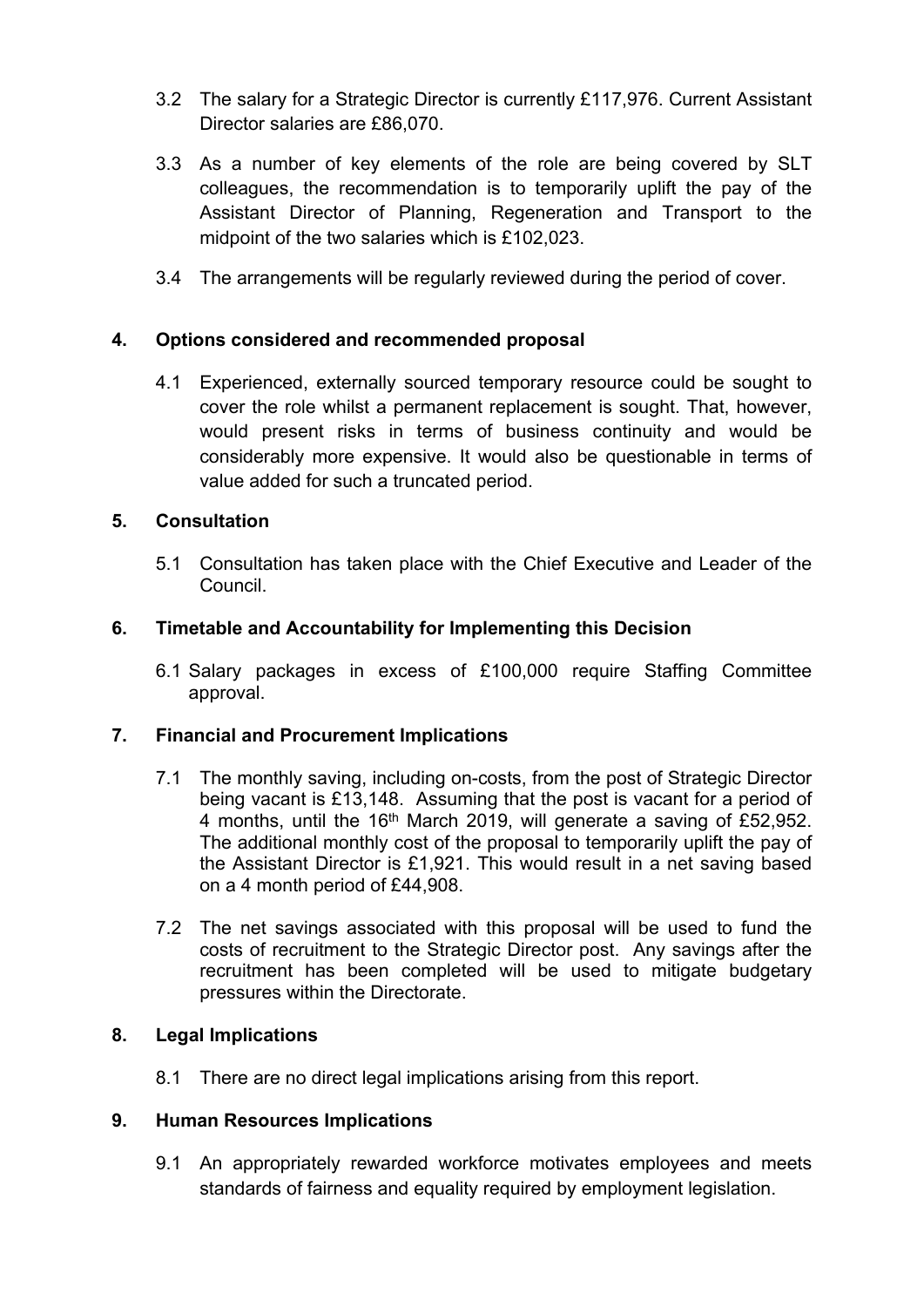3.2 The salary for a Strategic Director is currently £117,976. Current Assistant Director salaries are £86,070.

3.3 As a number of key elements of the role are being covered by SLT colleagues, the recommendation is to temporarily uplift the pay of the Assistant Director of Planning, Regeneration and Transport to the midpoint of the two salaries which is £102,023.

3.4 The arrangements will be regularly reviewed during the period of cover.

## 4. Options considered and recommended proposal

4.1 Experienced, externally sourced temporary resource could be sought to cover the role whilst a permanent replacement is sought. That, however, would present risks in terms of business continuity and would be considerably more expensive. It would also be questionable in terms of value added for such a truncated period.

## 5. Consultation

5.1 Consultation has taken place with the Chief Executive and Leader of the Council.

## 6. Timetable and Accountability for Implementing this Decision

6.1 Salary packages in excess of £100,000 require Staffing Committee approval.

## 7. Financial and Procurement Implications

7.1 The monthly saving, including on-costs, from the post of Strategic Director being vacant is £13,148. Assuming that the post is vacant for a period of 4 months, until the 16th March 2019, will generate a saving of £52,952. The additional monthly cost of the proposal to temporarily uplift the pay of the Assistant Director is £1,921. This would result in a net saving based on a 4 month period of £44,908.

7.2 The net savings associated with this proposal will be used to fund the costs of recruitment to the Strategic Director post. Any savings after the recruitment has been completed will be used to mitigate budgetary pressures within the Directorate.

## 8. Legal Implications

8.1 There are no direct legal implications arising from this report.

## 9. Human Resources Implications

9.1 An appropriately rewarded workforce motivates employees and meets standards of fairness and equality required by employment legislation.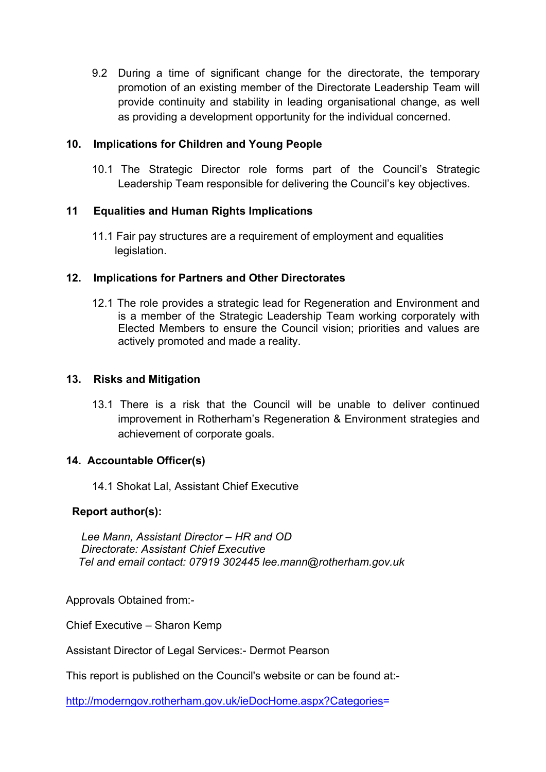9.2 During a time of significant change for the directorate, the temporary promotion of an existing member of the Directorate Leadership Team will provide continuity and stability in leading organisational change, as well as providing a development opportunity for the individual concerned.

## 10. Implications for Children and Young People

10.1 The Strategic Director role forms part of the Council's Strategic Leadership Team responsible for delivering the Council's key objectives.

## 11 Equalities and Human Rights Implications

11.1 Fair pay structures are a requirement of employment and equalities legislation.

## 12. Implications for Partners and Other Directorates

12.1 The role provides a strategic lead for Regeneration and Environment and is a member of the Strategic Leadership Team working corporately with Elected Members to ensure the Council vision; priorities and values are actively promoted and made a reality.

## 13. Risks and Mitigation

13.1 There is a risk that the Council will be unable to deliver continued improvement in Rotherham's Regeneration & Environment strategies and achievement of corporate goals.

## 14. Accountable Officer(s)

14.1 Shokat Lal, Assistant Chief Executive

**Report author(s):**

*Lee Mann, Assistant Director – HR and OD*
*Directorate: Assistant Chief Executive*
*Tel and email contact: 07919 302445 lee.mann@rotherham.gov.uk*

Approvals Obtained from:-

Chief Executive – Sharon Kemp

Assistant Director of Legal Services:- Dermot Pearson

This report is published on the Council's website or can be found at:-

http://moderngov.rotherham.gov.uk/ieDocHome.aspx?Categories=